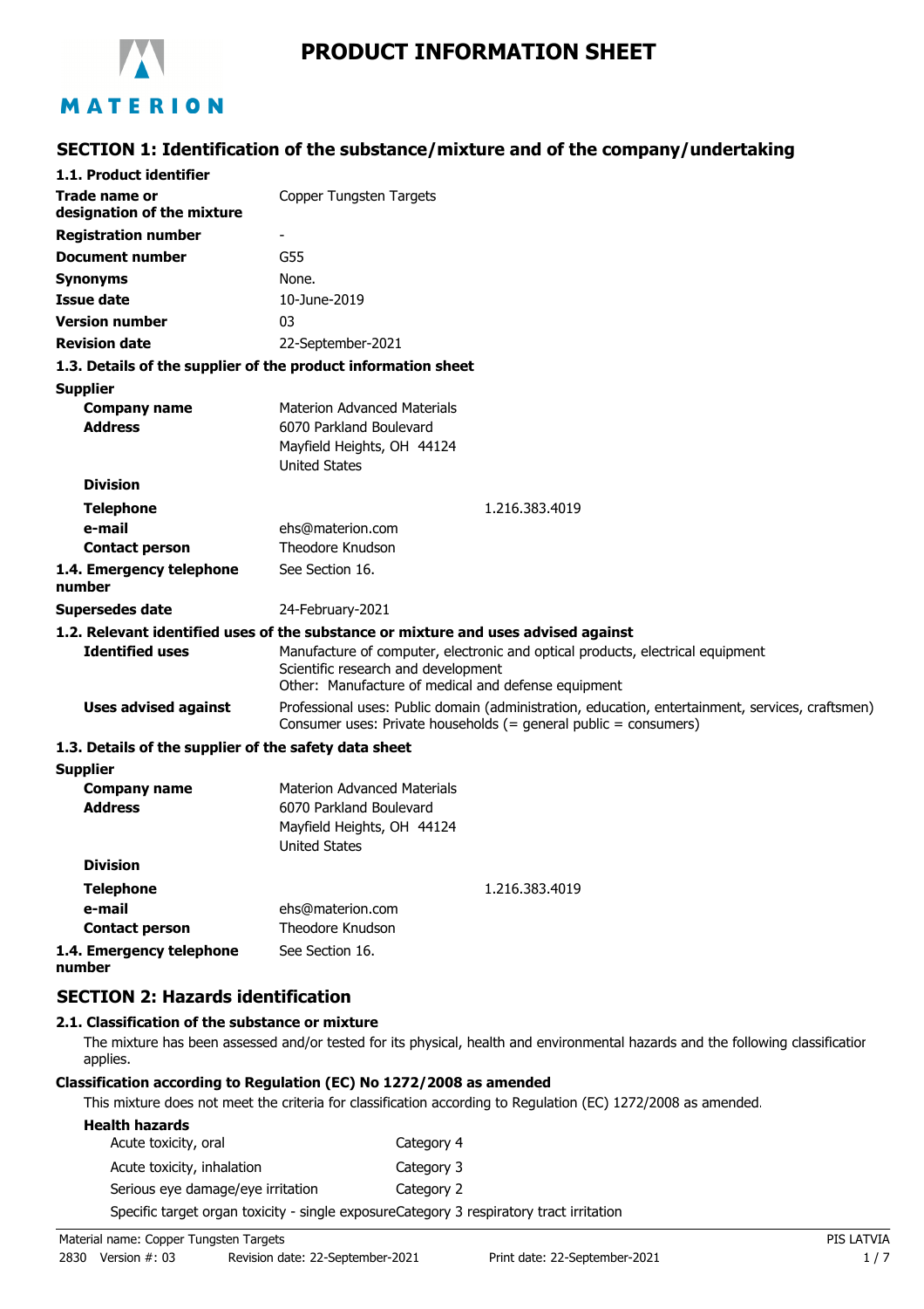# PRODUCT INFORMATION SHEET

## SECTION 1: Identification of the substance/mixture and of the company/undertaking

### 1.1. Product identifier

| | |
|---|---|
| **Trade name or designation of the mixture** | Copper Tungsten Targets |
| **Registration number** | - |
| **Document number** | G55 |
| **Synonyms** | None. |
| **Issue date** | 10-June-2019 |
| **Version number** | 03 |
| **Revision date** | 22-September-2021 |

### 1.3. Details of the supplier of the product information sheet

**Supplier**

| | |
|---|---|
| **Company name** | Materion Advanced Materials |
| **Address** | 6070 Parkland Boulevard<br>Mayfield Heights, OH 44124<br>United States |
| **Division** | |
| **Telephone** | 1.216.383.4019 |
| **e-mail** | ehs@materion.com |
| **Contact person** | Theodore Knudson |
| **1.4. Emergency telephone number** | See Section 16. |
| **Supersedes date** | 24-February-2021 |

### 1.2. Relevant identified uses of the substance or mixture and uses advised against

| | |
|---|---|
| **Identified uses** | Manufacture of computer, electronic and optical products, electrical equipment<br>Scientific research and development<br>Other: Manufacture of medical and defense equipment |
| **Uses advised against** | Professional uses: Public domain (administration, education, entertainment, services, craftsmen)<br>Consumer uses: Private households (= general public = consumers) |

### 1.3. Details of the supplier of the safety data sheet

**Supplier**

| | |
|---|---|
| **Company name** | Materion Advanced Materials |
| **Address** | 6070 Parkland Boulevard<br>Mayfield Heights, OH 44124<br>United States |
| **Division** | |
| **Telephone** | 1.216.383.4019 |
| **e-mail** | ehs@materion.com |
| **Contact person** | Theodore Knudson |
| **1.4. Emergency telephone number** | See Section 16. |

## SECTION 2: Hazards identification

### 2.1. Classification of the substance or mixture

The mixture has been assessed and/or tested for its physical, health and environmental hazards and the following classification applies.

**Classification according to Regulation (EC) No 1272/2008 as amended**

This mixture does not meet the criteria for classification according to Regulation (EC) 1272/2008 as amended.

**Health hazards**

| | |
|---|---|
| Acute toxicity, oral | Category 4 |
| Acute toxicity, inhalation | Category 3 |
| Serious eye damage/eye irritation | Category 2 |
| Specific target organ toxicity - single exposure | Category 3 respiratory tract irritation |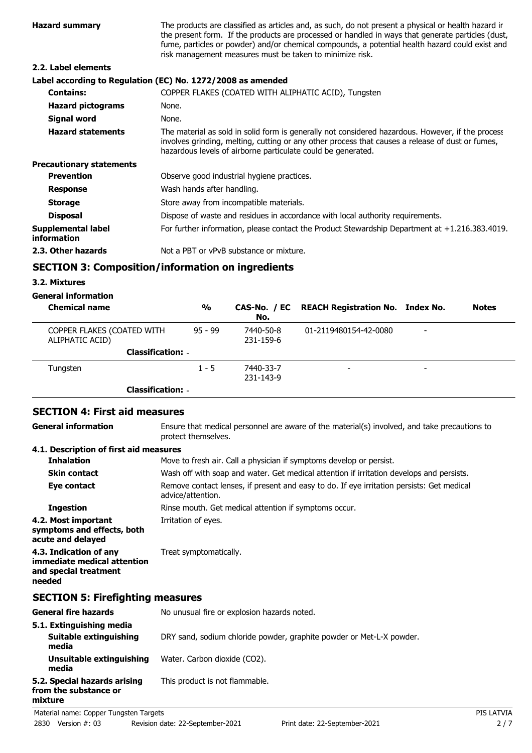**Hazard summary** The products are classified as articles and, as such, do not present a physical or health hazard in the present form. If the products are processed or handled in ways that generate particles (dust, fume, particles or powder) and/or chemical compounds, a potential health hazard could exist and risk management measures must be taken to minimize risk.

### 2.2. Label elements

**Label according to Regulation (EC) No. 1272/2008 as amended**

| | |
|---|---|
| **Contains:** | COPPER FLAKES (COATED WITH ALIPHATIC ACID), Tungsten |
| **Hazard pictograms** | None. |
| **Signal word** | None. |
| **Hazard statements** | The material as sold in solid form is generally not considered hazardous. However, if the process involves grinding, melting, cutting or any other process that causes a release of dust or fumes, hazardous levels of airborne particulate could be generated. |

**Precautionary statements**

| | |
|---|---|
| **Prevention** | Observe good industrial hygiene practices. |
| **Response** | Wash hands after handling. |
| **Storage** | Store away from incompatible materials. |
| **Disposal** | Dispose of waste and residues in accordance with local authority requirements. |
| **Supplemental label information** | For further information, please contact the Product Stewardship Department at +1.216.383.4019. |
| **2.3. Other hazards** | Not a PBT or vPvB substance or mixture. |

## SECTION 3: Composition/information on ingredients

### 3.2. Mixtures

**General information**

| Chemical name | % | CAS-No. / EC No. | REACH Registration No. | Index No. | Notes |
|---|---|---|---|---|---|
| COPPER FLAKES (COATED WITH ALIPHATIC ACID) | 95 - 99 | 7440-50-8 231-159-6 | 01-2119480154-42-0080 | - | |
| **Classification:** - | | | | | |
| Tungsten | 1 - 5 | 7440-33-7 231-143-9 | - | - | |
| **Classification:** - | | | | | |

## SECTION 4: First aid measures

**General information** Ensure that medical personnel are aware of the material(s) involved, and take precautions to protect themselves.

### 4.1. Description of first aid measures

| | |
|---|---|
| **Inhalation** | Move to fresh air. Call a physician if symptoms develop or persist. |
| **Skin contact** | Wash off with soap and water. Get medical attention if irritation develops and persists. |
| **Eye contact** | Remove contact lenses, if present and easy to do. If eye irritation persists: Get medical advice/attention. |
| **Ingestion** | Rinse mouth. Get medical attention if symptoms occur. |
| **4.2. Most important symptoms and effects, both acute and delayed** | Irritation of eyes. |
| **4.3. Indication of any immediate medical attention and special treatment needed** | Treat symptomatically. |

## SECTION 5: Firefighting measures

| | |
|---|---|
| **General fire hazards** | No unusual fire or explosion hazards noted. |

### 5.1. Extinguishing media

| | |
|---|---|
| **Suitable extinguishing media** | DRY sand, sodium chloride powder, graphite powder or Met-L-X powder. |
| **Unsuitable extinguishing media** | Water. Carbon dioxide ($CO_2$). |
| **5.2. Special hazards arising from the substance or mixture** | This product is not flammable. |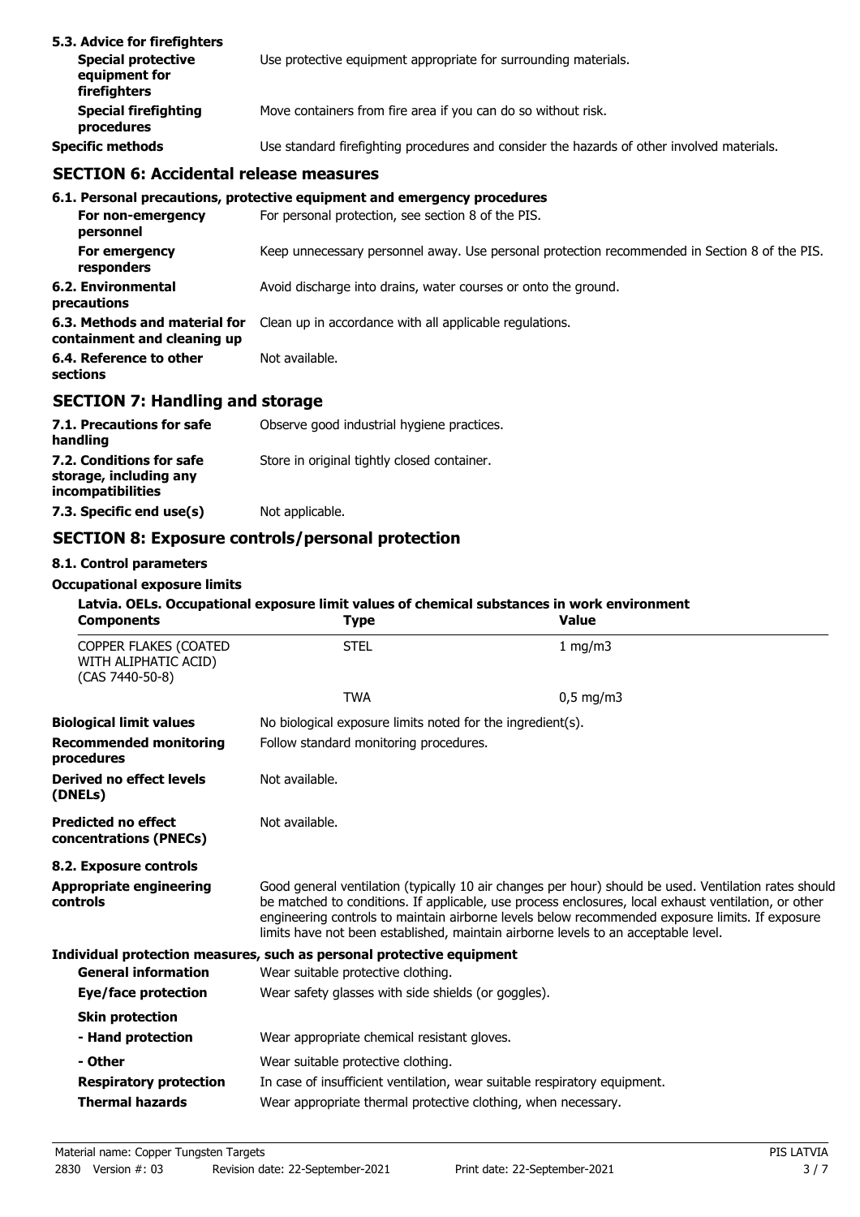**5.3. Advice for firefighters**

| | |
|---|---|
| **Special protective equipment for firefighters** | Use protective equipment appropriate for surrounding materials. |
| **Special firefighting procedures** | Move containers from fire area if you can do so without risk. |
| **Specific methods** | Use standard firefighting procedures and consider the hazards of other involved materials. |

## SECTION 6: Accidental release measures

**6.1. Personal precautions, protective equipment and emergency procedures**

| | |
|---|---|
| **For non-emergency personnel** | For personal protection, see section 8 of the PIS. |
| **For emergency responders** | Keep unnecessary personnel away. Use personal protection recommended in Section 8 of the PIS. |
| **6.2. Environmental precautions** | Avoid discharge into drains, water courses or onto the ground. |
| **6.3. Methods and material for containment and cleaning up** | Clean up in accordance with all applicable regulations. |
| **6.4. Reference to other sections** | Not available. |

## SECTION 7: Handling and storage

| | |
|---|---|
| **7.1. Precautions for safe handling** | Observe good industrial hygiene practices. |
| **7.2. Conditions for safe storage, including any incompatibilities** | Store in original tightly closed container. |
| **7.3. Specific end use(s)** | Not applicable. |

## SECTION 8: Exposure controls/personal protection

**8.1. Control parameters**

**Occupational exposure limits**

**Latvia. OELs. Occupational exposure limit values of chemical substances in work environment**

| Components | Type | Value |
|---|---|---|
| COPPER FLAKES (COATED WITH ALIPHATIC ACID) (CAS 7440-50-8) | STEL | 1 mg/m3 |
| | TWA | 0,5 mg/m3 |

| | |
|---|---|
| **Biological limit values** | No biological exposure limits noted for the ingredient(s). |
| **Recommended monitoring procedures** | Follow standard monitoring procedures. |
| **Derived no effect levels (DNELs)** | Not available. |
| **Predicted no effect concentrations (PNECs)** | Not available. |

**8.2. Exposure controls**

| | |
|---|---|
| **Appropriate engineering controls** | Good general ventilation (typically 10 air changes per hour) should be used. Ventilation rates should be matched to conditions. If applicable, use process enclosures, local exhaust ventilation, or other engineering controls to maintain airborne levels below recommended exposure limits. If exposure limits have not been established, maintain airborne levels to an acceptable level. |

**Individual protection measures, such as personal protective equipment**

| | |
|---|---|
| **General information** | Wear suitable protective clothing. |
| **Eye/face protection** | Wear safety glasses with side shields (or goggles). |
| **Skin protection** | |
| **- Hand protection** | Wear appropriate chemical resistant gloves. |
| **- Other** | Wear suitable protective clothing. |
| **Respiratory protection** | In case of insufficient ventilation, wear suitable respiratory equipment. |
| **Thermal hazards** | Wear appropriate thermal protective clothing, when necessary. |

Material name: Copper Tungsten Targets
2830 Version #: 03 Revision date: 22-September-2021 Print date: 22-September-2021
PIS LATVIA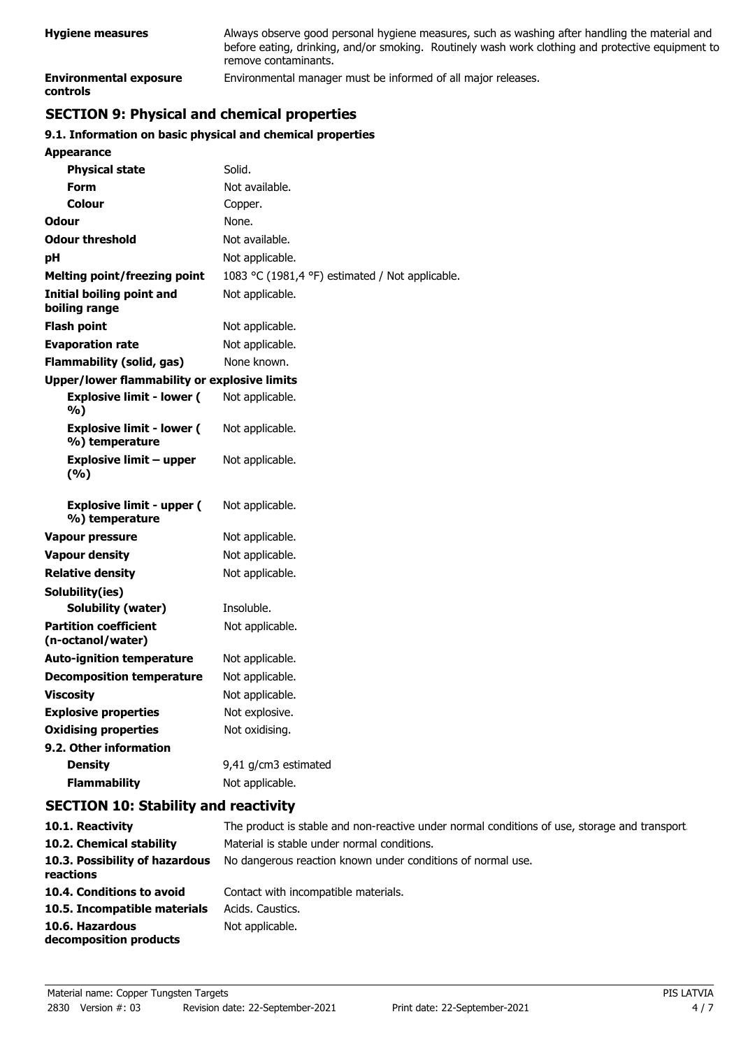| | |
|---|---|
| **Hygiene measures** | Always observe good personal hygiene measures, such as washing after handling the material and before eating, drinking, and/or smoking. Routinely wash work clothing and protective equipment to remove contaminants. |
| **Environmental exposure controls** | Environmental manager must be informed of all major releases. |

## SECTION 9: Physical and chemical properties

### 9.1. Information on basic physical and chemical properties

| | |
|---|---|
| **Appearance** | |
| **Physical state** | Solid. |
| **Form** | Not available. |
| **Colour** | Copper. |
| **Odour** | None. |
| **Odour threshold** | Not available. |
| **pH** | Not applicable. |
| **Melting point/freezing point** | 1083 °C (1981,4 °F) estimated / Not applicable. |
| **Initial boiling point and boiling range** | Not applicable. |
| **Flash point** | Not applicable. |
| **Evaporation rate** | Not applicable. |
| **Flammability (solid, gas)** | None known. |
| **Upper/lower flammability or explosive limits** | |
| **Explosive limit - lower (%)** | Not applicable. |
| **Explosive limit - lower (%) temperature** | Not applicable. |
| **Explosive limit – upper (%)** | Not applicable. |
| **Explosive limit - upper (%) temperature** | Not applicable. |
| **Vapour pressure** | Not applicable. |
| **Vapour density** | Not applicable. |
| **Relative density** | Not applicable. |
| **Solubility(ies)** | |
| **Solubility (water)** | Insoluble. |
| **Partition coefficient (n-octanol/water)** | Not applicable. |
| **Auto-ignition temperature** | Not applicable. |
| **Decomposition temperature** | Not applicable. |
| **Viscosity** | Not applicable. |
| **Explosive properties** | Not explosive. |
| **Oxidising properties** | Not oxidising. |
| **9.2. Other information** | |
| **Density** | 9,41 g/cm3 estimated |
| **Flammability** | Not applicable. |

## SECTION 10: Stability and reactivity

| | |
|---|---|
| **10.1. Reactivity** | The product is stable and non-reactive under normal conditions of use, storage and transport. |
| **10.2. Chemical stability** | Material is stable under normal conditions. |
| **10.3. Possibility of hazardous reactions** | No dangerous reaction known under conditions of normal use. |
| **10.4. Conditions to avoid** | Contact with incompatible materials. |
| **10.5. Incompatible materials** | Acids. Caustics. |
| **10.6. Hazardous decomposition products** | Not applicable. |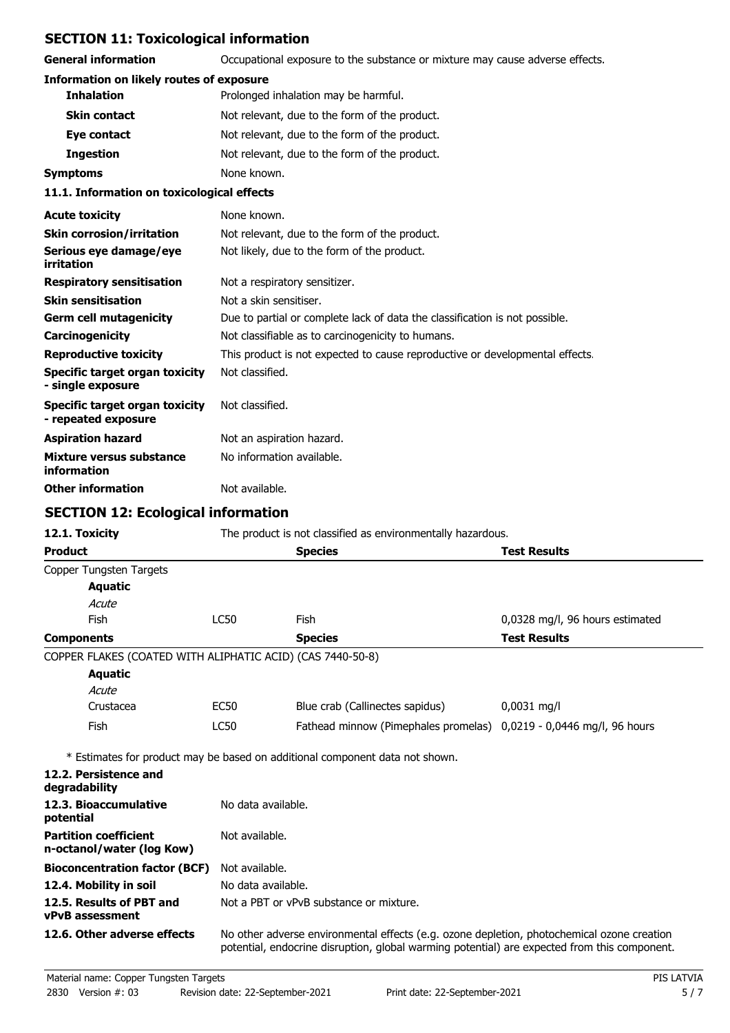## SECTION 11: Toxicological information

| | |
|---|---|
| **General information** | Occupational exposure to the substance or mixture may cause adverse effects. |

**Information on likely routes of exposure**

| | |
|---|---|
| **Inhalation** | Prolonged inhalation may be harmful. |
| **Skin contact** | Not relevant, due to the form of the product. |
| **Eye contact** | Not relevant, due to the form of the product. |
| **Ingestion** | Not relevant, due to the form of the product. |
| **Symptoms** | None known. |

**11.1. Information on toxicological effects**

| | |
|---|---|
| **Acute toxicity** | None known. |
| **Skin corrosion/irritation** | Not relevant, due to the form of the product. |
| **Serious eye damage/eye irritation** | Not likely, due to the form of the product. |
| **Respiratory sensitisation** | Not a respiratory sensitizer. |
| **Skin sensitisation** | Not a skin sensitiser. |
| **Germ cell mutagenicity** | Due to partial or complete lack of data the classification is not possible. |
| **Carcinogenicity** | Not classifiable as to carcinogenicity to humans. |
| **Reproductive toxicity** | This product is not expected to cause reproductive or developmental effects. |
| **Specific target organ toxicity - single exposure** | Not classified. |
| **Specific target organ toxicity - repeated exposure** | Not classified. |
| **Aspiration hazard** | Not an aspiration hazard. |
| **Mixture versus substance information** | No information available. |
| **Other information** | Not available. |

## SECTION 12: Ecological information

**12.1. Toxicity** The product is not classified as environmentally hazardous.

| Product | | Species | Test Results |
|---|---|---|---|
| Copper Tungsten Targets | | | |
| **Aquatic** | | | |
| *Acute* | | | |
| Fish | LC50 | Fish | 0,0328 mg/l, 96 hours estimated |

| Components | | Species | Test Results |
|---|---|---|---|
| COPPER FLAKES (COATED WITH ALIPHATIC ACID) (CAS 7440-50-8) | | | |
| **Aquatic** | | | |
| *Acute* | | | |
| Crustacea | EC50 | Blue crab (Callinectes sapidus) | 0,0031 mg/l |
| Fish | LC50 | Fathead minnow (Pimephales promelas) | 0,0219 - 0,0446 mg/l, 96 hours |

* Estimates for product may be based on additional component data not shown.

| | |
|---|---|
| **12.2. Persistence and degradability** | |
| **12.3. Bioaccumulative potential** | No data available. |
| **Partition coefficient n-octanol/water (log Kow)** | Not available. |
| **Bioconcentration factor (BCF)** | Not available. |
| **12.4. Mobility in soil** | No data available. |
| **12.5. Results of PBT and vPvB assessment** | Not a PBT or vPvB substance or mixture. |
| **12.6. Other adverse effects** | No other adverse environmental effects (e.g. ozone depletion, photochemical ozone creation potential, endocrine disruption, global warming potential) are expected from this component. |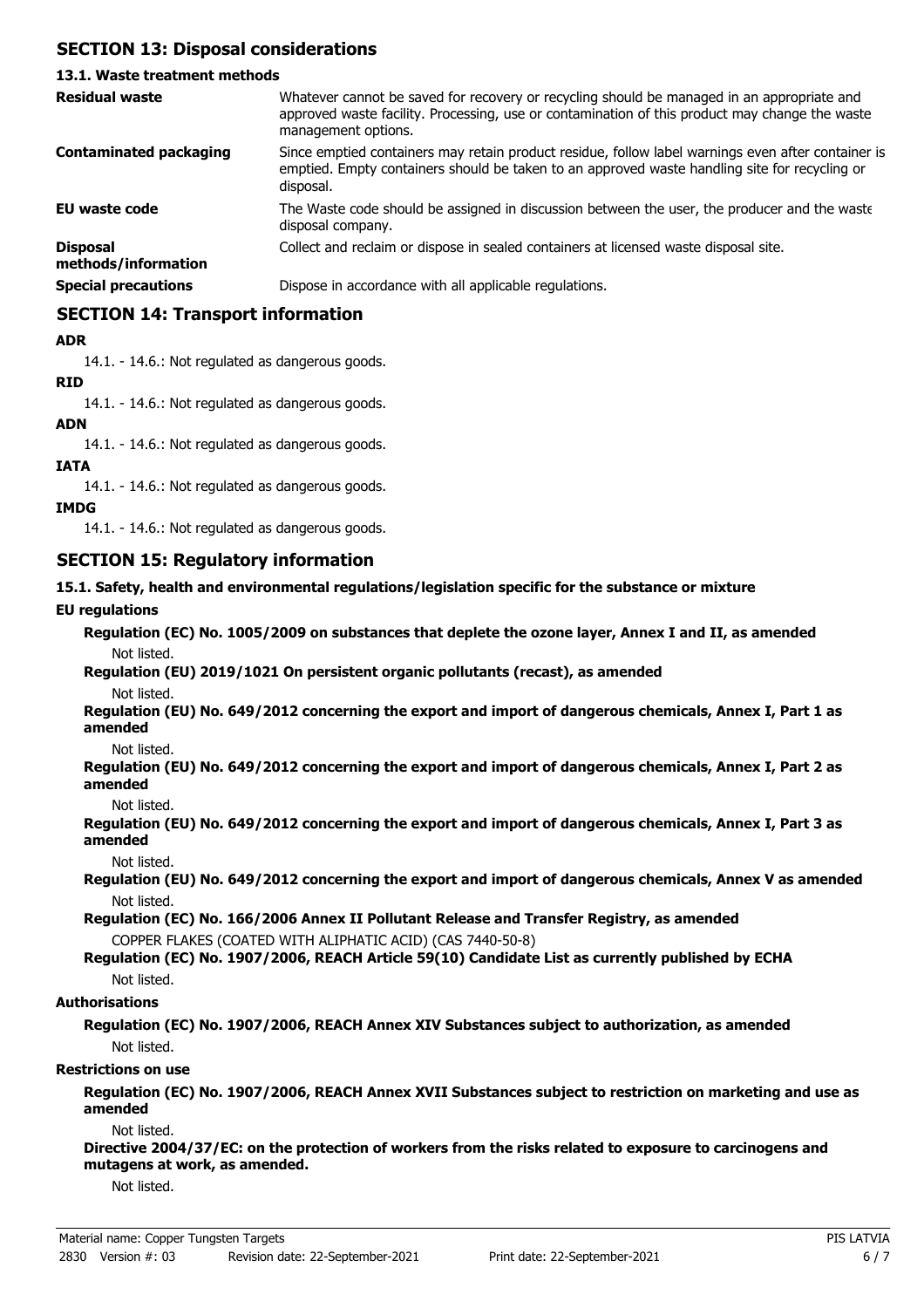## SECTION 13: Disposal considerations

### 13.1. Waste treatment methods

| | |
|---|---|
| **Residual waste** | Whatever cannot be saved for recovery or recycling should be managed in an appropriate and approved waste facility. Processing, use or contamination of this product may change the waste management options. |
| **Contaminated packaging** | Since emptied containers may retain product residue, follow label warnings even after container is emptied. Empty containers should be taken to an approved waste handling site for recycling or disposal. |
| **EU waste code** | The Waste code should be assigned in discussion between the user, the producer and the waste disposal company. |
| **Disposal methods/information** | Collect and reclaim or dispose in sealed containers at licensed waste disposal site. |
| **Special precautions** | Dispose in accordance with all applicable regulations. |

## SECTION 14: Transport information

**ADR**

14.1. - 14.6.: Not regulated as dangerous goods.

**RID**

14.1. - 14.6.: Not regulated as dangerous goods.

**ADN**

14.1. - 14.6.: Not regulated as dangerous goods.

**IATA**

14.1. - 14.6.: Not regulated as dangerous goods.

**IMDG**

14.1. - 14.6.: Not regulated as dangerous goods.

## SECTION 15: Regulatory information

### 15.1. Safety, health and environmental regulations/legislation specific for the substance or mixture

**EU regulations**

**Regulation (EC) No. 1005/2009 on substances that deplete the ozone layer, Annex I and II, as amended**

Not listed.

**Regulation (EU) 2019/1021 On persistent organic pollutants (recast), as amended**

Not listed.

**Regulation (EU) No. 649/2012 concerning the export and import of dangerous chemicals, Annex I, Part 1 as amended**

Not listed.

**Regulation (EU) No. 649/2012 concerning the export and import of dangerous chemicals, Annex I, Part 2 as amended**

Not listed.

**Regulation (EU) No. 649/2012 concerning the export and import of dangerous chemicals, Annex I, Part 3 as amended**

Not listed.

**Regulation (EU) No. 649/2012 concerning the export and import of dangerous chemicals, Annex V as amended**

Not listed.

**Regulation (EC) No. 166/2006 Annex II Pollutant Release and Transfer Registry, as amended**

COPPER FLAKES (COATED WITH ALIPHATIC ACID) (CAS 7440-50-8)

**Regulation (EC) No. 1907/2006, REACH Article 59(10) Candidate List as currently published by ECHA**

Not listed.

**Authorisations**

**Regulation (EC) No. 1907/2006, REACH Annex XIV Substances subject to authorization, as amended**

Not listed.

**Restrictions on use**

**Regulation (EC) No. 1907/2006, REACH Annex XVII Substances subject to restriction on marketing and use as amended**

Not listed.

**Directive 2004/37/EC: on the protection of workers from the risks related to exposure to carcinogens and mutagens at work, as amended.**

Not listed.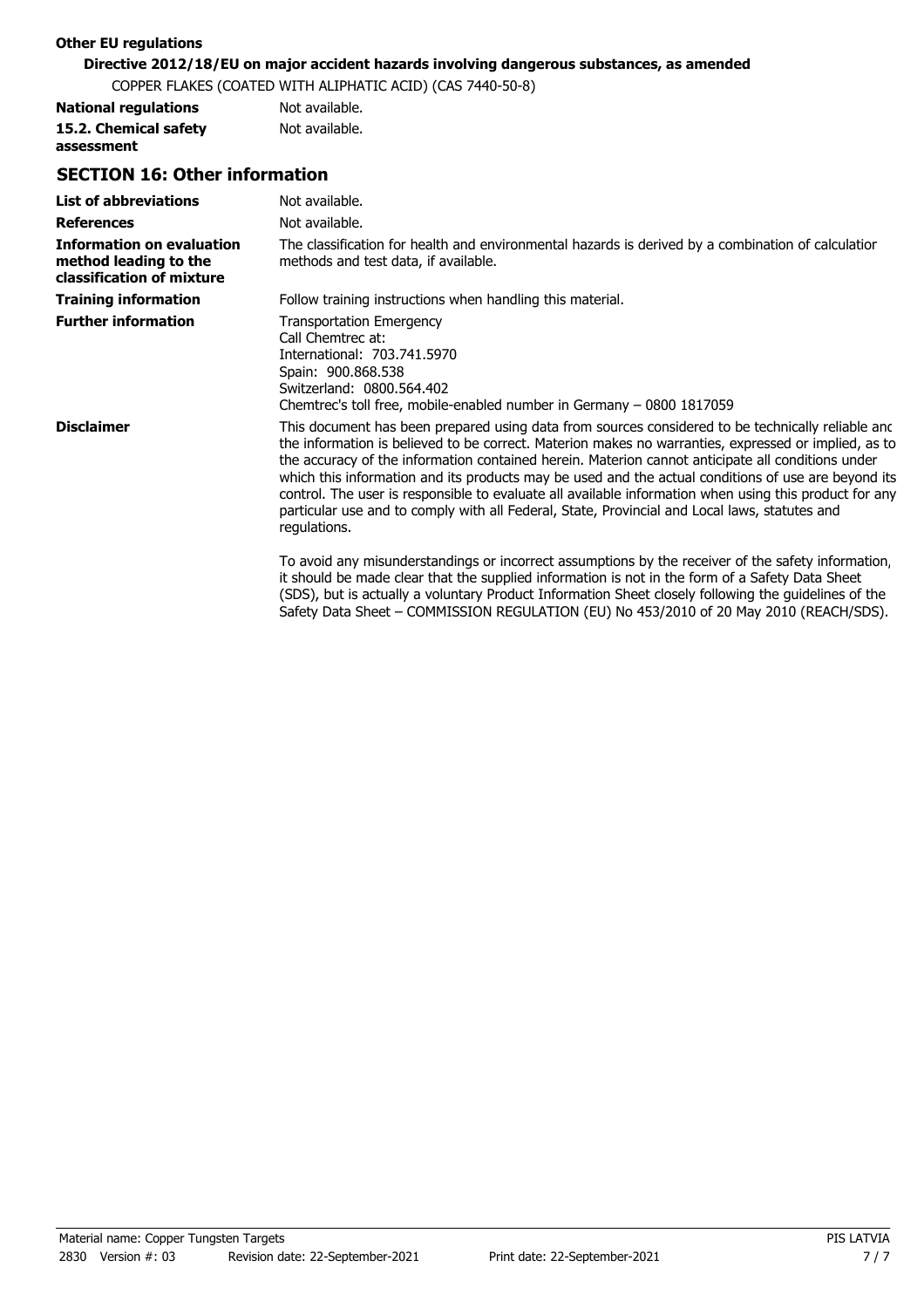**Other EU regulations**

**Directive 2012/18/EU on major accident hazards involving dangerous substances, as amended**

COPPER FLAKES (COATED WITH ALIPHATIC ACID) (CAS 7440-50-8)

| | |
|---|---|
| **National regulations** | Not available. |
| **15.2. Chemical safety assessment** | Not available. |

## SECTION 16: Other information

| | |
|---|---|
| **List of abbreviations** | Not available. |
| **References** | Not available. |
| **Information on evaluation method leading to the classification of mixture** | The classification for health and environmental hazards is derived by a combination of calculation methods and test data, if available. |
| **Training information** | Follow training instructions when handling this material. |
| **Further information** | Transportation Emergency<br>Call Chemtrec at:<br>International: 703.741.5970<br>Spain: 900.868.538<br>Switzerland: 0800.564.402<br>Chemtrec's toll free, mobile-enabled number in Germany – 0800 1817059 |
| **Disclaimer** | This document has been prepared using data from sources considered to be technically reliable and the information is believed to be correct. Materion makes no warranties, expressed or implied, as to the accuracy of the information contained herein. Materion cannot anticipate all conditions under which this information and its products may be used and the actual conditions of use are beyond its control. The user is responsible to evaluate all available information when using this product for any particular use and to comply with all Federal, State, Provincial and Local laws, statutes and regulations.<br><br>To avoid any misunderstandings or incorrect assumptions by the receiver of the safety information, it should be made clear that the supplied information is not in the form of a Safety Data Sheet (SDS), but is actually a voluntary Product Information Sheet closely following the guidelines of the Safety Data Sheet – COMMISSION REGULATION (EU) No 453/2010 of 20 May 2010 (REACH/SDS). |